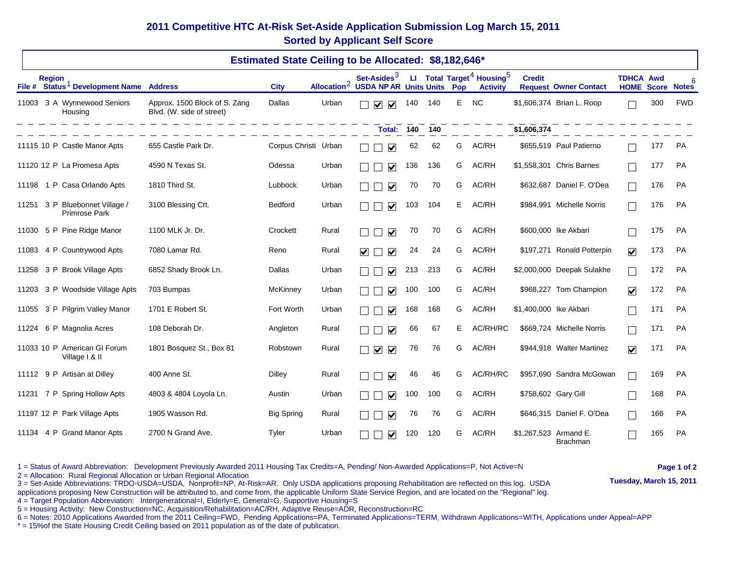# 2011 Competitive HTC At-Risk Set-Aside Application Submission Log March 15, 2011

## Sorted by Applicant Self Score

### Estimated State Ceiling to be Allocated: $8,182,646*

| File # | Region | Status[1] | Development Name | Address | City | Allocation[2] | Set-Asides[3] USDA | NP | AR | LI Units | Total Units | Target[4] Pop | Housing[5] Activity | Credit Request | Owner Contact | TDHCA HOME | Awd Score | Notes[6] |
|---|---|---|---|---|---|---|---|---|---|---|---|---|---|---|---|---|---|---|
| 11003 | 3 | A | Wynnewood Seniors Housing | Approx. 1500 Block of S. Zang Blvd. (W. side of street) | Dallas | Urban | ☐ | ☑ | ☑ | 140 | 140 | E | NC | $1,606,374 | Brian L. Roop | ☐ | 300 | FWD |
| | | | | | | | | | **Total:** | **140** | **140** | | | **$1,606,374** | | | | |
| 11115 | 10 | P | Castle Manor Apts | 655 Castle Park Dr. | Corpus Christi | Urban | ☐ | ☐ | ☑ | 62 | 62 | G | AC/RH | $655,519 | Paul Patierno | ☐ | 177 | PA |
| 11120 | 12 | P | La Promesa Apts | 4590 N Texas St. | Odessa | Urban | ☐ | ☐ | ☑ | 136 | 136 | G | AC/RH | $1,558,301 | Chris Barnes | ☐ | 177 | PA |
| 11198 | 1 | P | Casa Orlando Apts | 1810 Third St. | Lubbock | Urban | ☐ | ☐ | ☑ | 70 | 70 | G | AC/RH | $632,687 | Daniel F. O'Dea | ☐ | 176 | PA |
| 11251 | 3 | P | Bluebonnet Village / Primrose Park | 3100 Blessing Crt. | Bedford | Urban | ☐ | ☐ | ☑ | 103 | 104 | E | AC/RH | $984,991 | Michelle Norris | ☐ | 176 | PA |
| 11030 | 5 | P | Pine Ridge Manor | 1100 MLK Jr. Dr. | Crockett | Rural | ☐ | ☐ | ☑ | 70 | 70 | G | AC/RH | $600,000 | Ike Akbari | ☐ | 175 | PA |
| 11083 | 4 | P | Countrywood Apts | 7080 Lamar Rd. | Reno | Rural | ☑ | ☐ | ☑ | 24 | 24 | G | AC/RH | $197,271 | Ronald Potterpin | ☑ | 173 | PA |
| 11258 | 3 | P | Brook Village Apts | 6852 Shady Brook Ln. | Dallas | Urban | ☐ | ☐ | ☑ | 213 | 213 | G | AC/RH | $2,000,000 | Deepak Sulakhe | ☐ | 172 | PA |
| 11203 | 3 | P | Woodside Village Apts | 703 Bumpas | McKinney | Urban | ☐ | ☐ | ☑ | 100 | 100 | G | AC/RH | $968,227 | Tom Champion | ☑ | 172 | PA |
| 11055 | 3 | P | Pilgrim Valley Manor | 1701 E Robert St. | Fort Worth | Urban | ☐ | ☐ | ☑ | 168 | 168 | G | AC/RH | $1,400,000 | Ike Akbari | ☐ | 171 | PA |
| 11224 | 6 | P | Magnolia Acres | 108 Deborah Dr. | Angleton | Rural | ☐ | ☐ | ☑ | 66 | 67 | E | AC/RH/RC | $669,724 | Michelle Norris | ☐ | 171 | PA |
| 11033 | 10 | P | American GI Forum Village I & II | 1801 Bosquez St., Box 81 | Robstown | Rural | ☐ | ☑ | ☑ | 76 | 76 | G | AC/RH | $944,918 | Walter Martinez | ☑ | 171 | PA |
| 11112 | 9 | P | Artisan at Dilley | 400 Anne St. | Dilley | Rural | ☐ | ☐ | ☑ | 46 | 46 | G | AC/RH/RC | $957,690 | Sandra McGowan | ☐ | 169 | PA |
| 11231 | 7 | P | Spring Hollow Apts | 4803 & 4804 Loyola Ln. | Austin | Urban | ☐ | ☐ | ☑ | 100 | 100 | G | AC/RH | $758,602 | Gary Gill | ☐ | 168 | PA |
| 11197 | 12 | P | Park Village Apts | 1905 Wasson Rd. | Big Spring | Rural | ☐ | ☐ | ☑ | 76 | 76 | G | AC/RH | $646,315 | Daniel F. O'Dea | ☐ | 166 | PA |
| 11134 | 4 | P | Grand Manor Apts | 2700 N Grand Ave. | Tyler | Urban | ☐ | ☐ | ☑ | 120 | 120 | G | AC/RH | $1,267,523 | Armand E. Brachman | ☐ | 165 | PA |

1 = Status of Award Abbreviation: Development Previously Awarded 2011 Housing Tax Credits=A, Pending/ Non-Awarded Applications=P, Not Active=N
2 = Allocation: Rural Regional Allocation or Urban Regional Allocation
3 = Set-Aside Abbreviations: TRDO-USDA=USDA, Nonprofit=NP, At-Risk=AR. Only USDA applications proposing Rehabilitation are reflected on this log. USDA applications proposing New Construction will be attributed to, and come from, the applicable Uniform State Service Region, and are located on the "Regional" log.
4 = Target Population Abbreviation: Intergenerational=I, Elderly=E, General=G, Supportive Housing=S
5 = Housing Activity: New Construction=NC, Acquisition/Rehabilitation=AC/RH, Adaptive Reuse=ADR, Reconstruction=RC
6 = Notes: 2010 Applications Awarded from the 2011 Ceiling=FWD, Pending Applications=PA, Terminated Applications=TERM, Withdrawn Applications=WITH, Applications under Appeal=APP
* = 15%of the State Housing Credit Ceiling based on 2011 population as of the date of publication.

Tuesday, March 15, 2011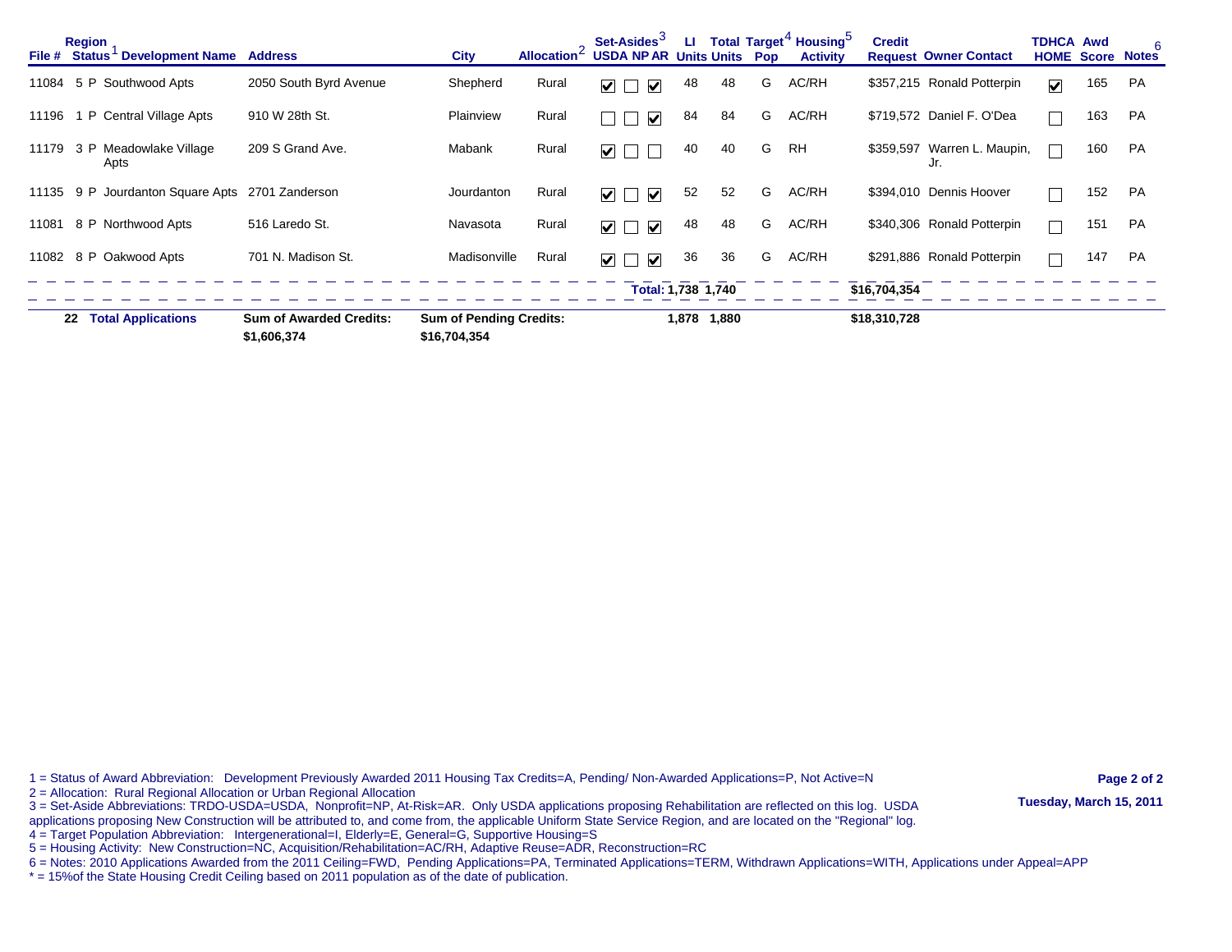| File # | Region | Status[1] | Development Name | Address | City | Allocation[2] | Set-Asides[3] USDA | NP | AR | LI Units | Total Units | Target[4] Pop | Housing[5] Activity | Credit Request | Owner Contact | TDHCA HOME | Awd Score | Notes[6] |
|---|---|---|---|---|---|---|---|---|---|---|---|---|---|---|---|---|---|---|
| 11084 | 5 | P | Southwood Apts | 2050 South Byrd Avenue | Shepherd | Rural | ☑ | ☐ | ☑ | 48 | 48 | G | AC/RH | $357,215 | Ronald Potterpin | ☑ | 165 | PA |
| 11196 | 1 | P | Central Village Apts | 910 W 28th St. | Plainview | Rural | ☐ | ☐ | ☑ | 84 | 84 | G | AC/RH | $719,572 | Daniel F. O'Dea | ☐ | 163 | PA |
| 11179 | 3 | P | Meadowlake Village Apts | 209 S Grand Ave. | Mabank | Rural | ☑ | ☐ | ☐ | 40 | 40 | G | RH | $359,597 | Warren L. Maupin, Jr. | ☐ | 160 | PA |
| 11135 | 9 | P | Jourdanton Square Apts | 2701 Zanderson | Jourdanton | Rural | ☑ | ☐ | ☑ | 52 | 52 | G | AC/RH | $394,010 | Dennis Hoover | ☐ | 152 | PA |
| 11081 | 8 | P | Northwood Apts | 516 Laredo St. | Navasota | Rural | ☑ | ☐ | ☑ | 48 | 48 | G | AC/RH | $340,306 | Ronald Potterpin | ☐ | 151 | PA |
| 11082 | 8 | P | Oakwood Apts | 701 N. Madison St. | Madisonville | Rural | ☑ | ☐ | ☑ | 36 | 36 | G | AC/RH | $291,886 | Ronald Potterpin | ☐ | 147 | PA |
| | | | | | | | | | Total: | 1,738 | 1,740 | | | $16,704,354 | | | | |

| | | | | | | |
|---|---|---|---|---|---|---|
| **22** | **Total Applications** | **Sum of Awarded Credits: $1,606,374** | **Sum of Pending Credits: $16,704,354** | **1,878** | **1,880** | **$18,310,728** |

1 = Status of Award Abbreviation: Development Previously Awarded 2011 Housing Tax Credits=A, Pending/ Non-Awarded Applications=P, Not Active=N
2 = Allocation: Rural Regional Allocation or Urban Regional Allocation
3 = Set-Aside Abbreviations: TRDO-USDA=USDA, Nonprofit=NP, At-Risk=AR. Only USDA applications proposing Rehabilitation are reflected on this log. USDA applications proposing New Construction will be attributed to, and come from, the applicable Uniform State Service Region, and are located on the "Regional" log.
4 = Target Population Abbreviation: Intergenerational=I, Elderly=E, General=G, Supportive Housing=S
5 = Housing Activity: New Construction=NC, Acquisition/Rehabilitation=AC/RH, Adaptive Reuse=ADR, Reconstruction=RC
6 = Notes: 2010 Applications Awarded from the 2011 Ceiling=FWD, Pending Applications=PA, Terminated Applications=TERM, Withdrawn Applications=WITH, Applications under Appeal=APP
* = 15%of the State Housing Credit Ceiling based on 2011 population as of the date of publication.

**Tuesday, March 15, 2011**